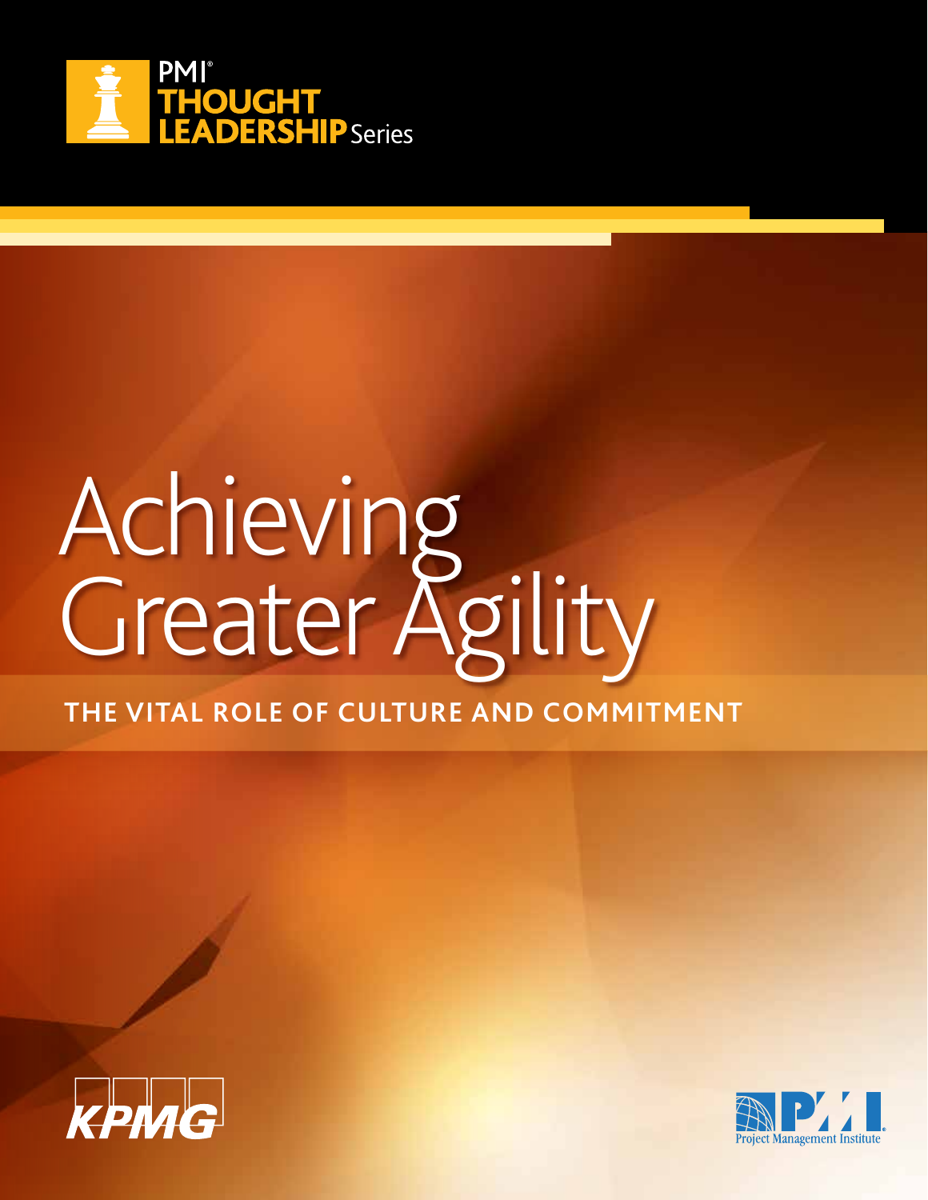PMI® THOUGHT LEADERSHIP Series

# Achieving Greater Agility

## THE VITAL ROLE OF CULTURE AND COMMITMENT

KPMG

PMI Project Management Institute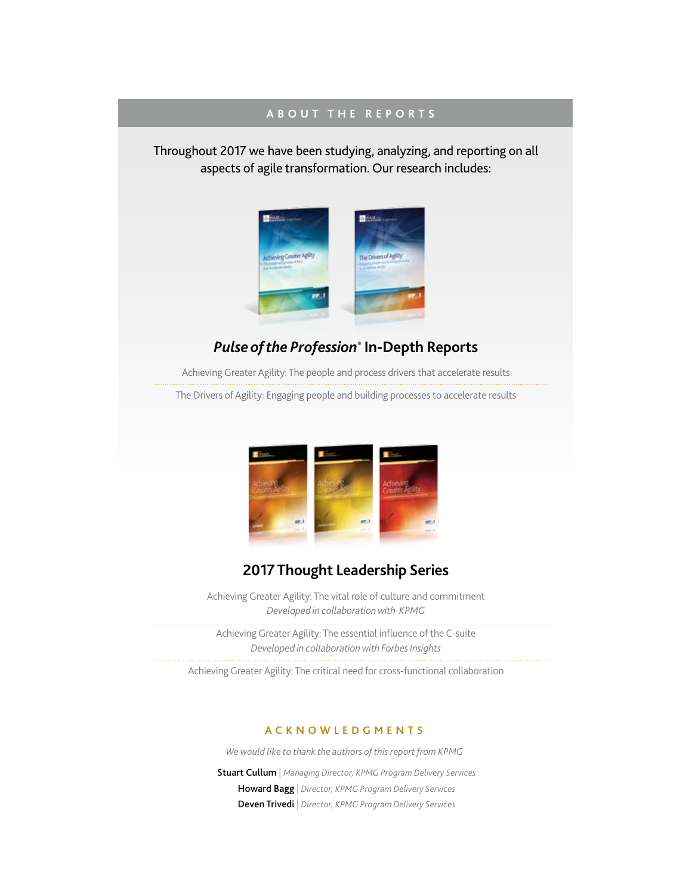## ABOUT THE REPORTS

Throughout 2017 we have been studying, analyzing, and reporting on all aspects of agile transformation. Our research includes:

### *Pulse of the Profession*® In-Depth Reports

Achieving Greater Agility: The people and process drivers that accelerate results

The Drivers of Agility: Engaging people and building processes to accelerate results

### 2017 Thought Leadership Series

Achieving Greater Agility: The vital role of culture and commitment
*Developed in collaboration with KPMG*

Achieving Greater Agility: The essential influence of the C-suite
*Developed in collaboration with Forbes Insights*

Achieving Greater Agility: The critical need for cross-functional collaboration

## ACKNOWLEDGMENTS

*We would like to thank the authors of this report from KPMG*

**Stuart Cullum** | *Managing Director, KPMG Program Delivery Services*

**Howard Bagg** | *Director, KPMG Program Delivery Services*

**Deven Trivedi** | *Director, KPMG Program Delivery Services*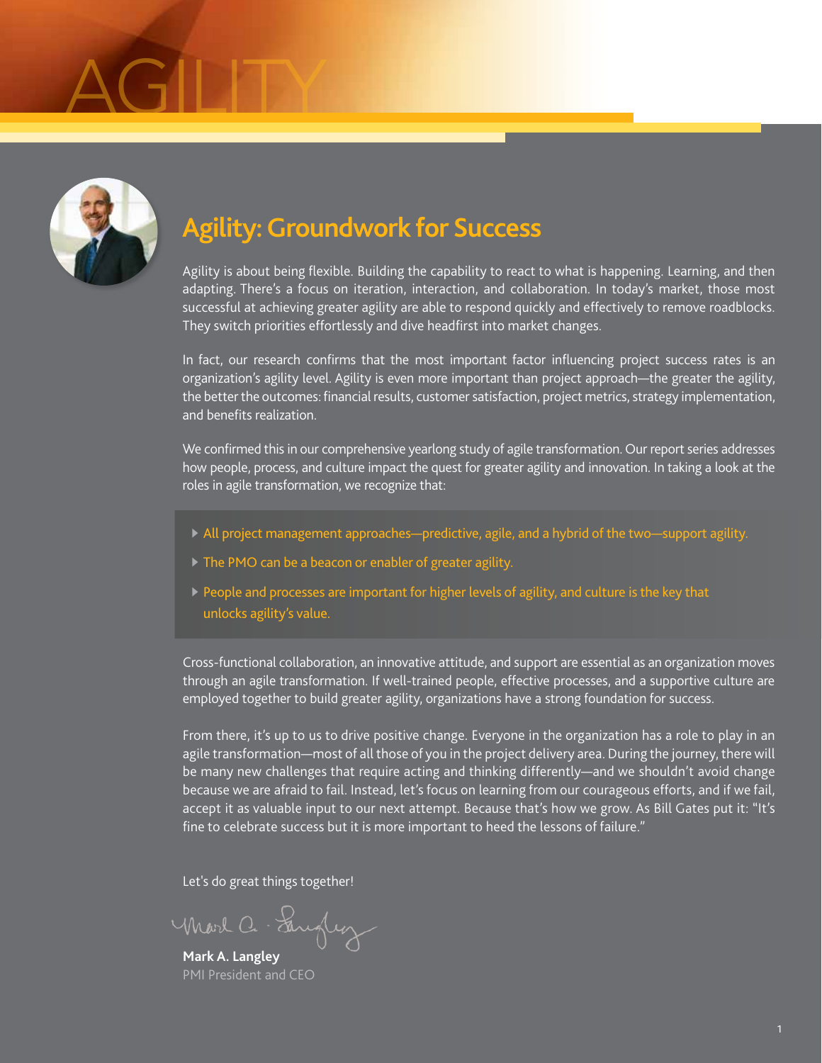# AGILITY

## Agility: Groundwork for Success

Agility is about being flexible. Building the capability to react to what is happening. Learning, and then adapting. There's a focus on iteration, interaction, and collaboration. In today's market, those most successful at achieving greater agility are able to respond quickly and effectively to remove roadblocks. They switch priorities effortlessly and dive headfirst into market changes.

In fact, our research confirms that the most important factor influencing project success rates is an organization's agility level. Agility is even more important than project approach—the greater the agility, the better the outcomes: financial results, customer satisfaction, project metrics, strategy implementation, and benefits realization.

We confirmed this in our comprehensive yearlong study of agile transformation. Our report series addresses how people, process, and culture impact the quest for greater agility and innovation. In taking a look at the roles in agile transformation, we recognize that:

- All project management approaches—predictive, agile, and a hybrid of the two—support agility.
- The PMO can be a beacon or enabler of greater agility.
- People and processes are important for higher levels of agility, and culture is the key that unlocks agility's value.

Cross-functional collaboration, an innovative attitude, and support are essential as an organization moves through an agile transformation. If well-trained people, effective processes, and a supportive culture are employed together to build greater agility, organizations have a strong foundation for success.

From there, it's up to us to drive positive change. Everyone in the organization has a role to play in an agile transformation—most of all those of you in the project delivery area. During the journey, there will be many new challenges that require acting and thinking differently—and we shouldn't avoid change because we are afraid to fail. Instead, let's focus on learning from our courageous efforts, and if we fail, accept it as valuable input to our next attempt. Because that's how we grow. As Bill Gates put it: "It's fine to celebrate success but it is more important to heed the lessons of failure."

Let's do great things together!

**Mark A. Langley**
PMI President and CEO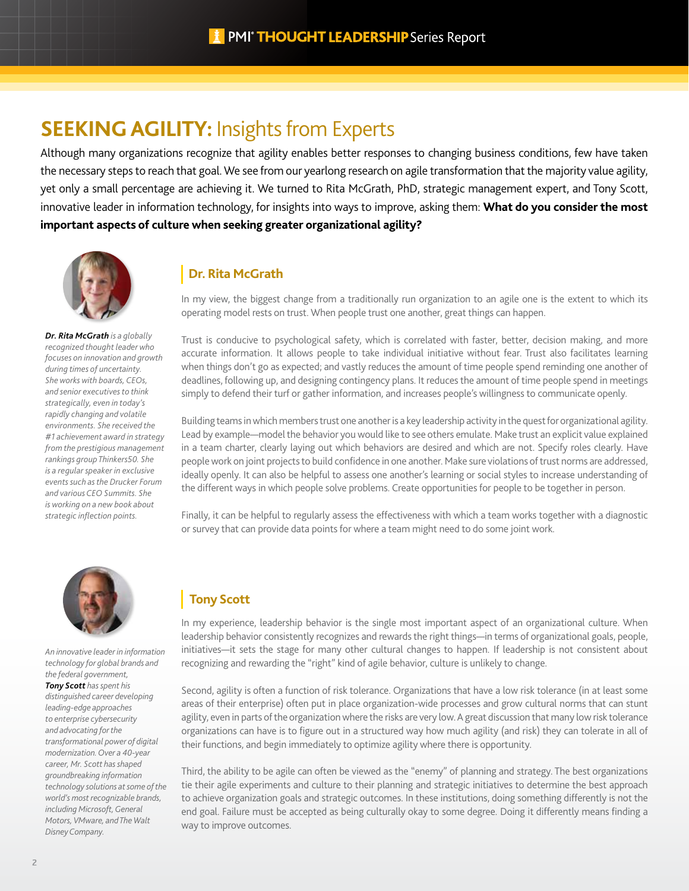## SEEKING AGILITY: Insights from Experts

Although many organizations recognize that agility enables better responses to changing business conditions, few have taken the necessary steps to reach that goal. We see from our yearlong research on agile transformation that the majority value agility, yet only a small percentage are achieving it. We turned to Rita McGrath, PhD, strategic management expert, and Tony Scott, innovative leader in information technology, for insights into ways to improve, asking them: **What do you consider the most important aspects of culture when seeking greater organizational agility?**

*__Dr. Rita McGrath__ is a globally recognized thought leader who focuses on innovation and growth during times of uncertainty. She works with boards, CEOs, and senior executives to think strategically, even in today's rapidly changing and volatile environments. She received the #1 achievement award in strategy from the prestigious management rankings group Thinkers50. She is a regular speaker in exclusive events such as the Drucker Forum and various CEO Summits. She is working on a new book about strategic inflection points.*

### Dr. Rita McGrath

In my view, the biggest change from a traditionally run organization to an agile one is the extent to which its operating model rests on trust. When people trust one another, great things can happen.

Trust is conducive to psychological safety, which is correlated with faster, better, decision making, and more accurate information. It allows people to take individual initiative without fear. Trust also facilitates learning when things don't go as expected; and vastly reduces the amount of time people spend reminding one another of deadlines, following up, and designing contingency plans. It reduces the amount of time people spend in meetings simply to defend their turf or gather information, and increases people's willingness to communicate openly.

Building teams in which members trust one another is a key leadership activity in the quest for organizational agility. Lead by example—model the behavior you would like to see others emulate. Make trust an explicit value explained in a team charter, clearly laying out which behaviors are desired and which are not. Specify roles clearly. Have people work on joint projects to build confidence in one another. Make sure violations of trust norms are addressed, ideally openly. It can also be helpful to assess one another's learning or social styles to increase understanding of the different ways in which people solve problems. Create opportunities for people to be together in person.

Finally, it can be helpful to regularly assess the effectiveness with which a team works together with a diagnostic or survey that can provide data points for where a team might need to do some joint work.

*An innovative leader in information technology for global brands and the federal government, __Tony Scott__ has spent his distinguished career developing leading-edge approaches to enterprise cybersecurity and advocating for the transformational power of digital modernization. Over a 40-year career, Mr. Scott has shaped groundbreaking information technology solutions at some of the world's most recognizable brands, including Microsoft, General Motors, VMware, and The Walt Disney Company.*

### Tony Scott

In my experience, leadership behavior is the single most important aspect of an organizational culture. When leadership behavior consistently recognizes and rewards the right things—in terms of organizational goals, people, initiatives—it sets the stage for many other cultural changes to happen. If leadership is not consistent about recognizing and rewarding the "right" kind of agile behavior, culture is unlikely to change.

Second, agility is often a function of risk tolerance. Organizations that have a low risk tolerance (in at least some areas of their enterprise) often put in place organization-wide processes and grow cultural norms that can stunt agility, even in parts of the organization where the risks are very low. A great discussion that many low risk tolerance organizations can have is to figure out in a structured way how much agility (and risk) they can tolerate in all of their functions, and begin immediately to optimize agility where there is opportunity.

Third, the ability to be agile can often be viewed as the "enemy" of planning and strategy. The best organizations tie their agile experiments and culture to their planning and strategic initiatives to determine the best approach to achieve organization goals and strategic outcomes. In these institutions, doing something differently is not the end goal. Failure must be accepted as being culturally okay to some degree. Doing it differently means finding a way to improve outcomes.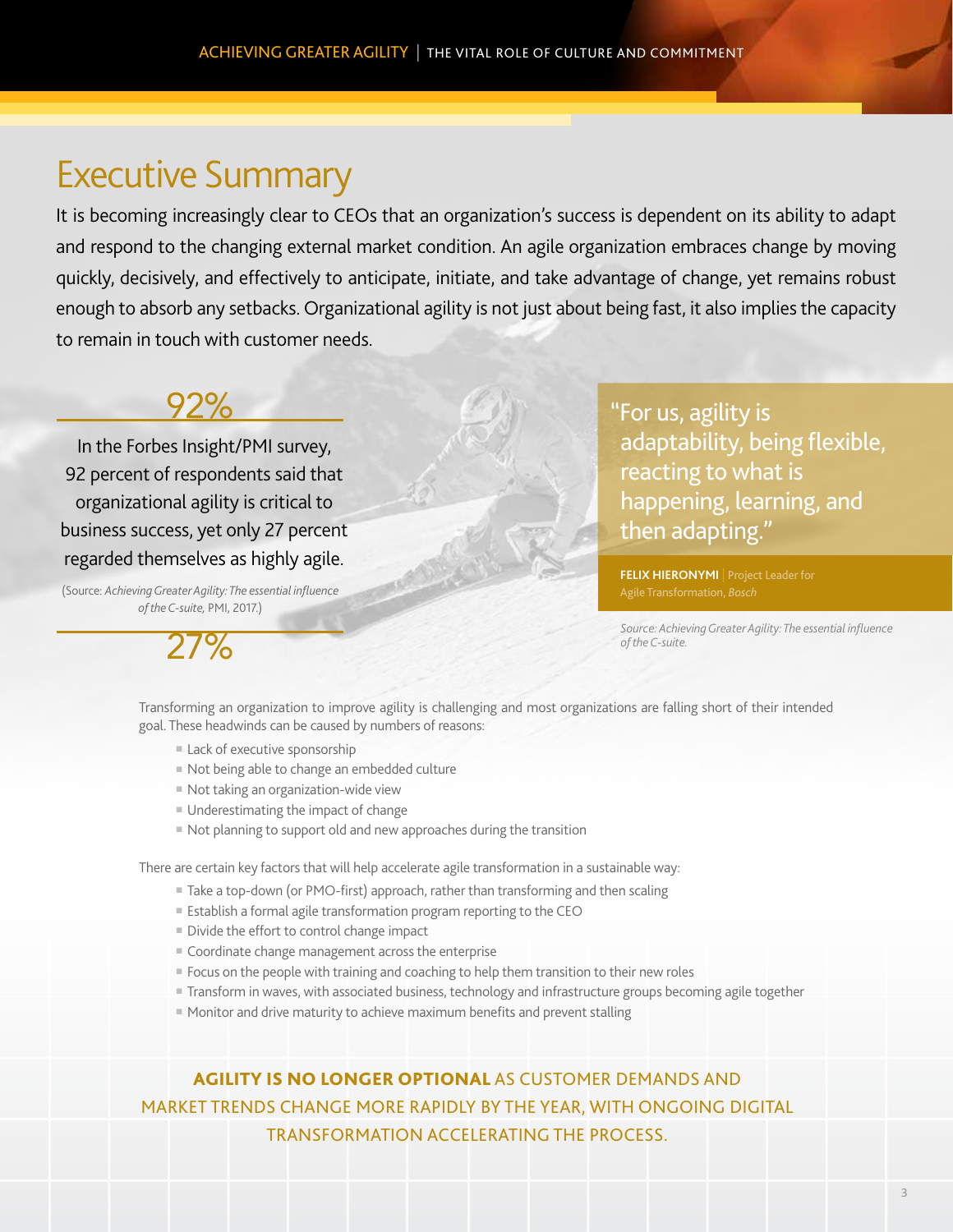# Executive Summary

It is becoming increasingly clear to CEOs that an organization's success is dependent on its ability to adapt and respond to the changing external market condition. An agile organization embraces change by moving quickly, decisively, and effectively to anticipate, initiate, and take advantage of change, yet remains robust enough to absorb any setbacks. Organizational agility is not just about being fast, it also implies the capacity to remain in touch with customer needs.

**92%**

In the Forbes Insight/PMI survey, 92 percent of respondents said that organizational agility is critical to business success, yet only 27 percent regarded themselves as highly agile.

(Source: *Achieving Greater Agility: The essential influence of the C-suite,* PMI, 2017.)

**27%**

> "For us, agility is adaptability, being flexible, reacting to what is happening, learning, and then adapting."
>
> **FELIX HIERONYMI** | Project Leader for Agile Transformation, *Bosch*

*Source: Achieving Greater Agility: The essential influence of the C-suite.*

Transforming an organization to improve agility is challenging and most organizations are falling short of their intended goal. These headwinds can be caused by numbers of reasons:

- Lack of executive sponsorship
- Not being able to change an embedded culture
- Not taking an organization-wide view
- Underestimating the impact of change
- Not planning to support old and new approaches during the transition

There are certain key factors that will help accelerate agile transformation in a sustainable way:

- Take a top-down (or PMO-first) approach, rather than transforming and then scaling
- Establish a formal agile transformation program reporting to the CEO
- Divide the effort to control change impact
- Coordinate change management across the enterprise
- Focus on the people with training and coaching to help them transition to their new roles
- Transform in waves, with associated business, technology and infrastructure groups becoming agile together
- Monitor and drive maturity to achieve maximum benefits and prevent stalling

**AGILITY IS NO LONGER OPTIONAL** AS CUSTOMER DEMANDS AND MARKET TRENDS CHANGE MORE RAPIDLY BY THE YEAR, WITH ONGOING DIGITAL TRANSFORMATION ACCELERATING THE PROCESS.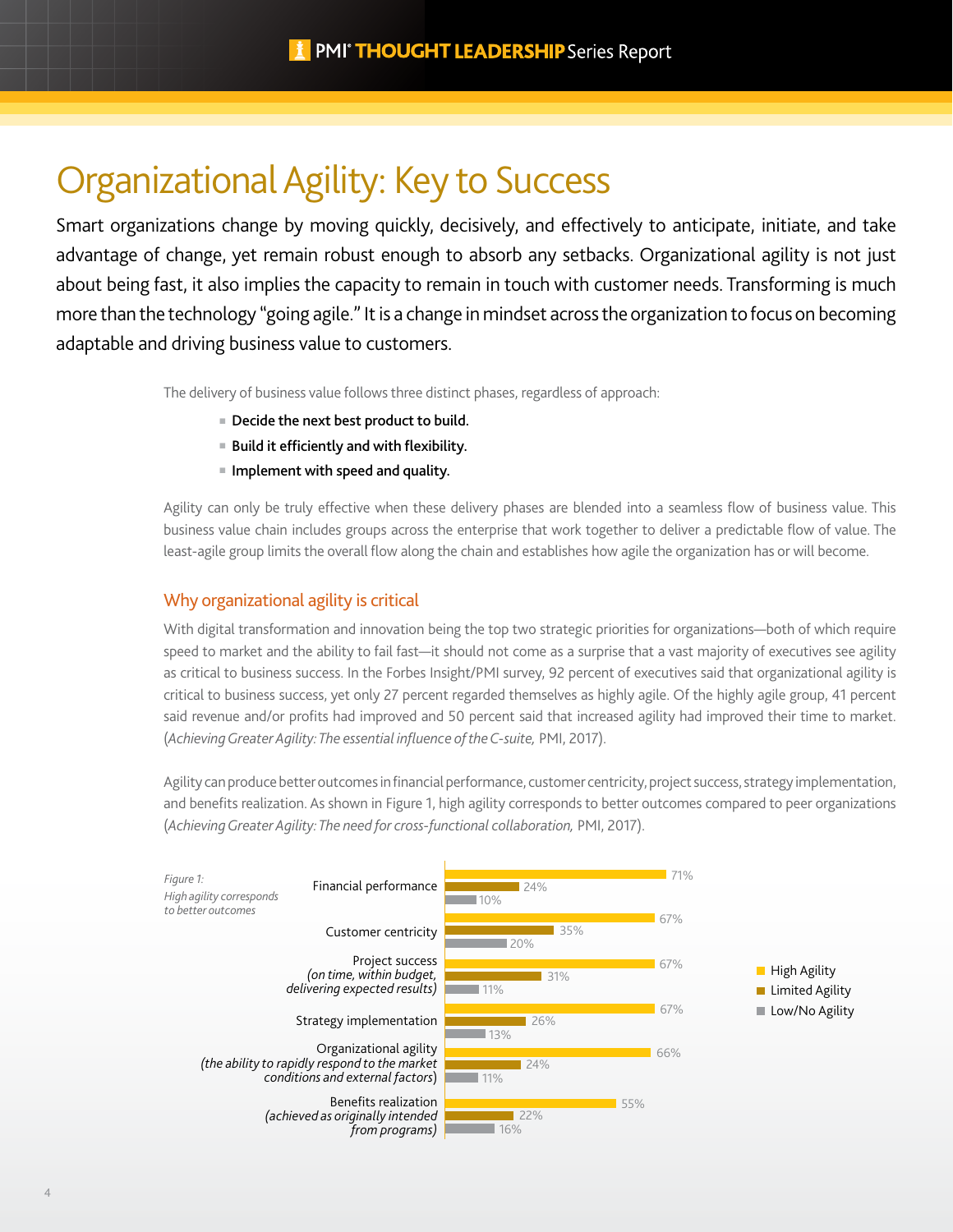# Organizational Agility: Key to Success

Smart organizations change by moving quickly, decisively, and effectively to anticipate, initiate, and take advantage of change, yet remain robust enough to absorb any setbacks. Organizational agility is not just about being fast, it also implies the capacity to remain in touch with customer needs. Transforming is much more than the technology "going agile." It is a change in mindset across the organization to focus on becoming adaptable and driving business value to customers.

The delivery of business value follows three distinct phases, regardless of approach:

- **Decide the next best product to build.**
- **Build it efficiently and with flexibility.**
- **Implement with speed and quality.**

Agility can only be truly effective when these delivery phases are blended into a seamless flow of business value. This business value chain includes groups across the enterprise that work together to deliver a predictable flow of value. The least-agile group limits the overall flow along the chain and establishes how agile the organization has or will become.

## Why organizational agility is critical

With digital transformation and innovation being the top two strategic priorities for organizations—both of which require speed to market and the ability to fail fast—it should not come as a surprise that a vast majority of executives see agility as critical to business success. In the Forbes Insight/PMI survey, 92 percent of executives said that organizational agility is critical to business success, yet only 27 percent regarded themselves as highly agile. Of the highly agile group, 41 percent said revenue and/or profits had improved and 50 percent said that increased agility had improved their time to market. (*Achieving Greater Agility: The essential influence of the C-suite,* PMI, 2017).

Agility can produce better outcomes in financial performance, customer centricity, project success, strategy implementation, and benefits realization. As shown in Figure 1, high agility corresponds to better outcomes compared to peer organizations (*Achieving Greater Agility: The need for cross-functional collaboration,* PMI, 2017).

*Figure 1: High agility corresponds to better outcomes*

| Outcome | High Agility | Limited Agility | Low/No Agility |
|---|---|---|---|
| Financial performance | 71% | 24% | 10% |
| Customer centricity | 67% | 35% | 20% |
| Project success *(on time, within budget, delivering expected results)* | 67% | 31% | 11% |
| Strategy implementation | 67% | 26% | 13% |
| Organizational agility *(the ability to rapidly respond to the market conditions and external factors)* | 66% | 24% | 11% |
| Benefits realization *(achieved as originally intended from programs)* | 55% | 22% | 16% |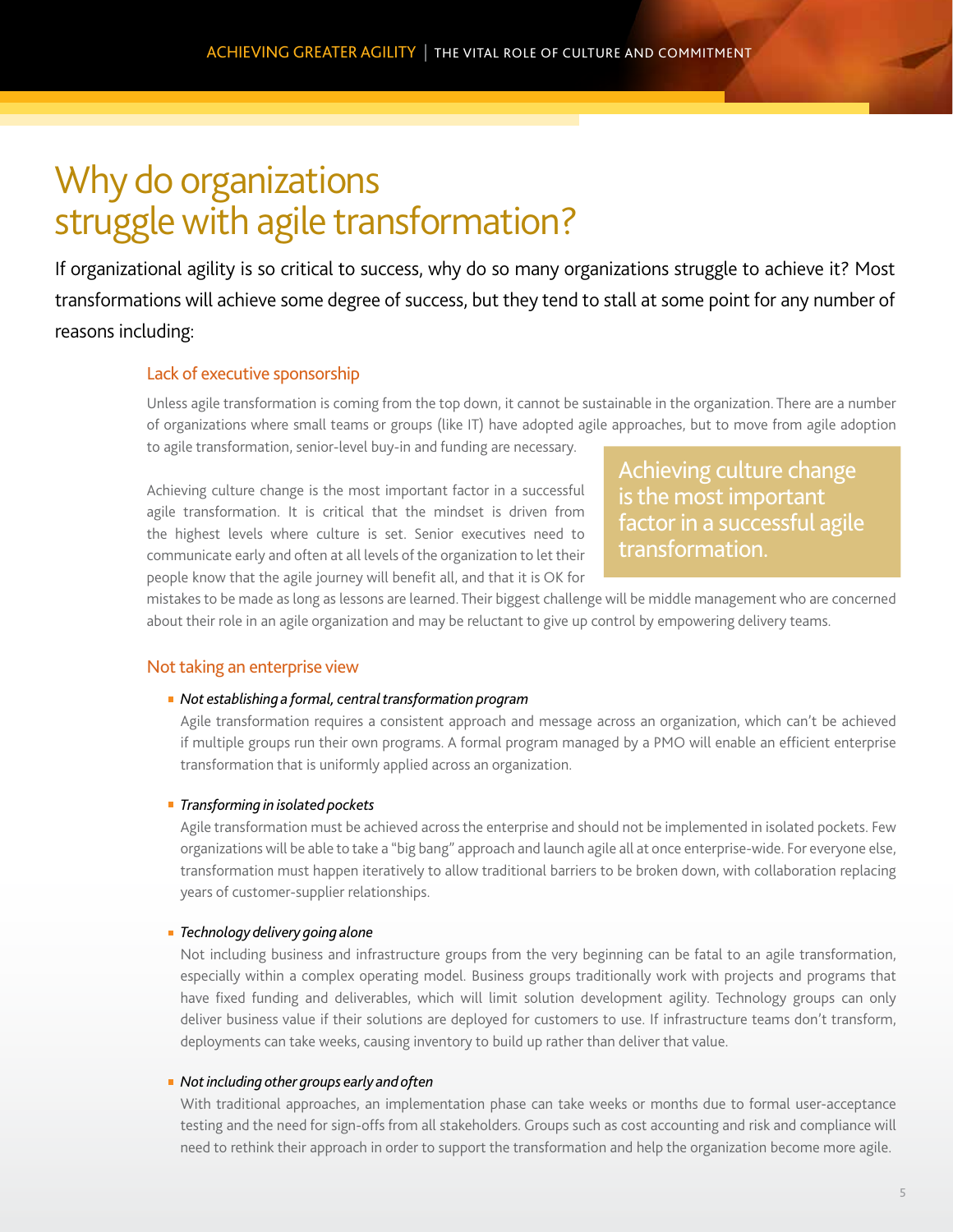# Why do organizations struggle with agile transformation?

If organizational agility is so critical to success, why do so many organizations struggle to achieve it? Most transformations will achieve some degree of success, but they tend to stall at some point for any number of reasons including:

## Lack of executive sponsorship

Unless agile transformation is coming from the top down, it cannot be sustainable in the organization. There are a number of organizations where small teams or groups (like IT) have adopted agile approaches, but to move from agile adoption to agile transformation, senior-level buy-in and funding are necessary.

Achieving culture change is the most important factor in a successful agile transformation. It is critical that the mindset is driven from the highest levels where culture is set. Senior executives need to communicate early and often at all levels of the organization to let their people know that the agile journey will benefit all, and that it is OK for mistakes to be made as long as lessons are learned. Their biggest challenge will be middle management who are concerned about their role in an agile organization and may be reluctant to give up control by empowering delivery teams.

> Achieving culture change is the most important factor in a successful agile transformation.

## Not taking an enterprise view

- *Not establishing a formal, central transformation program*

  Agile transformation requires a consistent approach and message across an organization, which can't be achieved if multiple groups run their own programs. A formal program managed by a PMO will enable an efficient enterprise transformation that is uniformly applied across an organization.

- *Transforming in isolated pockets*

  Agile transformation must be achieved across the enterprise and should not be implemented in isolated pockets. Few organizations will be able to take a "big bang" approach and launch agile all at once enterprise-wide. For everyone else, transformation must happen iteratively to allow traditional barriers to be broken down, with collaboration replacing years of customer-supplier relationships.

- *Technology delivery going alone*

  Not including business and infrastructure groups from the very beginning can be fatal to an agile transformation, especially within a complex operating model. Business groups traditionally work with projects and programs that have fixed funding and deliverables, which will limit solution development agility. Technology groups can only deliver business value if their solutions are deployed for customers to use. If infrastructure teams don't transform, deployments can take weeks, causing inventory to build up rather than deliver that value.

- *Not including other groups early and often*

  With traditional approaches, an implementation phase can take weeks or months due to formal user-acceptance testing and the need for sign-offs from all stakeholders. Groups such as cost accounting and risk and compliance will need to rethink their approach in order to support the transformation and help the organization become more agile.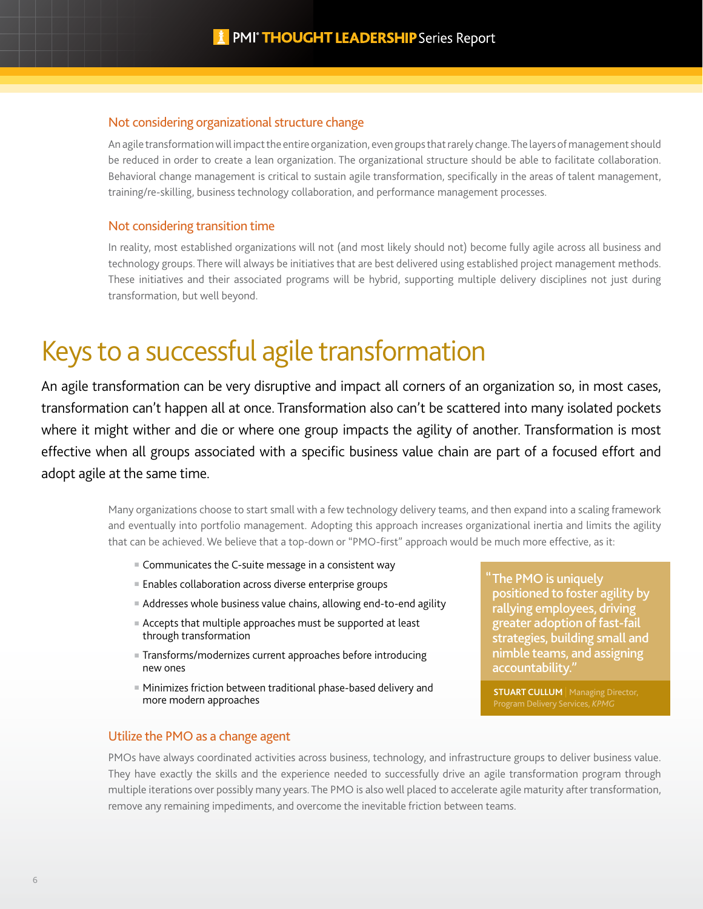### Not considering organizational structure change

An agile transformation will impact the entire organization, even groups that rarely change. The layers of management should be reduced in order to create a lean organization. The organizational structure should be able to facilitate collaboration. Behavioral change management is critical to sustain agile transformation, specifically in the areas of talent management, training/re-skilling, business technology collaboration, and performance management processes.

### Not considering transition time

In reality, most established organizations will not (and most likely should not) become fully agile across all business and technology groups. There will always be initiatives that are best delivered using established project management methods. These initiatives and their associated programs will be hybrid, supporting multiple delivery disciplines not just during transformation, but well beyond.

# Keys to a successful agile transformation

An agile transformation can be very disruptive and impact all corners of an organization so, in most cases, transformation can't happen all at once. Transformation also can't be scattered into many isolated pockets where it might wither and die or where one group impacts the agility of another. Transformation is most effective when all groups associated with a specific business value chain are part of a focused effort and adopt agile at the same time.

Many organizations choose to start small with a few technology delivery teams, and then expand into a scaling framework and eventually into portfolio management. Adopting this approach increases organizational inertia and limits the agility that can be achieved. We believe that a top-down or "PMO-first" approach would be much more effective, as it:

- Communicates the C-suite message in a consistent way
- Enables collaboration across diverse enterprise groups
- Addresses whole business value chains, allowing end-to-end agility
- Accepts that multiple approaches must be supported at least through transformation
- Transforms/modernizes current approaches before introducing new ones
- Minimizes friction between traditional phase-based delivery and more modern approaches

> "The PMO is uniquely positioned to foster agility by rallying employees, driving greater adoption of fast-fail strategies, building small and nimble teams, and assigning accountability."
>
> **STUART CULLUM** | Managing Director, Program Delivery Services, *KPMG*

### Utilize the PMO as a change agent

PMOs have always coordinated activities across business, technology, and infrastructure groups to deliver business value. They have exactly the skills and the experience needed to successfully drive an agile transformation program through multiple iterations over possibly many years. The PMO is also well placed to accelerate agile maturity after transformation, remove any remaining impediments, and overcome the inevitable friction between teams.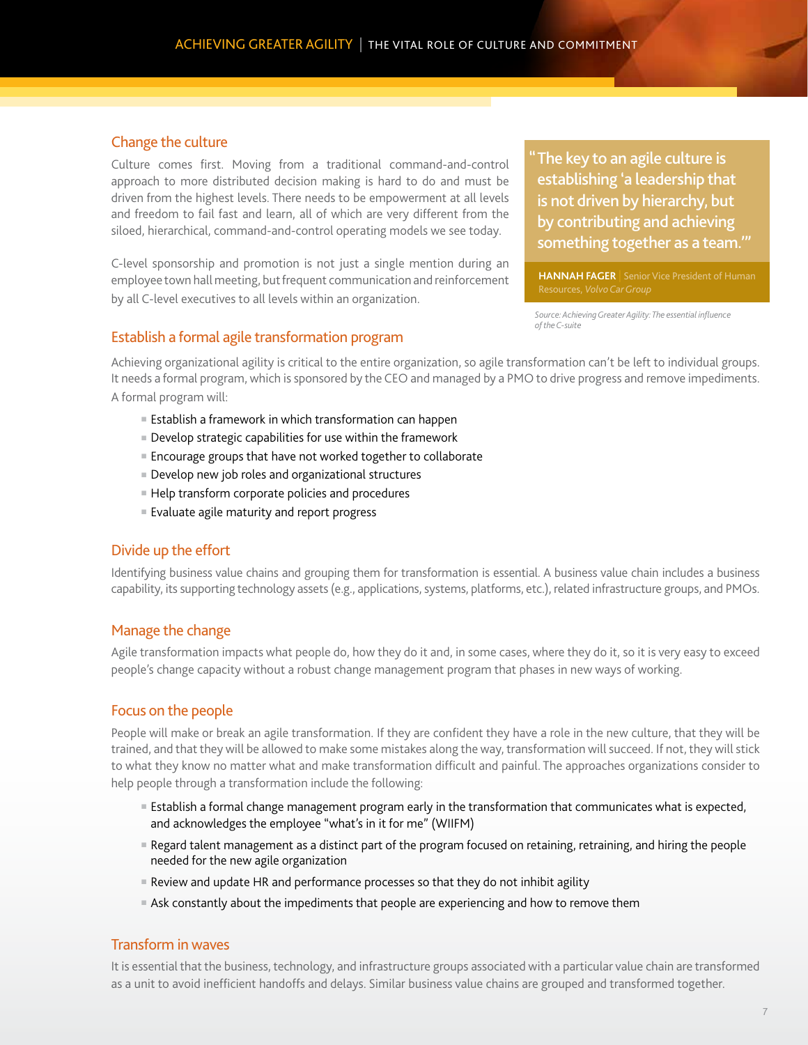## Change the culture

Culture comes first. Moving from a traditional command-and-control approach to more distributed decision making is hard to do and must be driven from the highest levels. There needs to be empowerment at all levels and freedom to fail fast and learn, all of which are very different from the siloed, hierarchical, command-and-control operating models we see today.

C-level sponsorship and promotion is not just a single mention during an employee town hall meeting, but frequent communication and reinforcement by all C-level executives to all levels within an organization.

> "The key to an agile culture is establishing 'a leadership that is not driven by hierarchy, but by contributing and achieving something together as a team.'"
>
> **HANNAH FAGER** | Senior Vice President of Human Resources, *Volvo Car Group*

*Source: Achieving Greater Agility: The essential influence of the C-suite*

## Establish a formal agile transformation program

Achieving organizational agility is critical to the entire organization, so agile transformation can't be left to individual groups. It needs a formal program, which is sponsored by the CEO and managed by a PMO to drive progress and remove impediments. A formal program will:

- Establish a framework in which transformation can happen
- Develop strategic capabilities for use within the framework
- Encourage groups that have not worked together to collaborate
- Develop new job roles and organizational structures
- Help transform corporate policies and procedures
- Evaluate agile maturity and report progress

## Divide up the effort

Identifying business value chains and grouping them for transformation is essential. A business value chain includes a business capability, its supporting technology assets (e.g., applications, systems, platforms, etc.), related infrastructure groups, and PMOs.

## Manage the change

Agile transformation impacts what people do, how they do it and, in some cases, where they do it, so it is very easy to exceed people's change capacity without a robust change management program that phases in new ways of working.

## Focus on the people

People will make or break an agile transformation. If they are confident they have a role in the new culture, that they will be trained, and that they will be allowed to make some mistakes along the way, transformation will succeed. If not, they will stick to what they know no matter what and make transformation difficult and painful. The approaches organizations consider to help people through a transformation include the following:

- Establish a formal change management program early in the transformation that communicates what is expected, and acknowledges the employee "what's in it for me" (WIIFM)
- Regard talent management as a distinct part of the program focused on retaining, retraining, and hiring the people needed for the new agile organization
- Review and update HR and performance processes so that they do not inhibit agility
- Ask constantly about the impediments that people are experiencing and how to remove them

## Transform in waves

It is essential that the business, technology, and infrastructure groups associated with a particular value chain are transformed as a unit to avoid inefficient handoffs and delays. Similar business value chains are grouped and transformed together.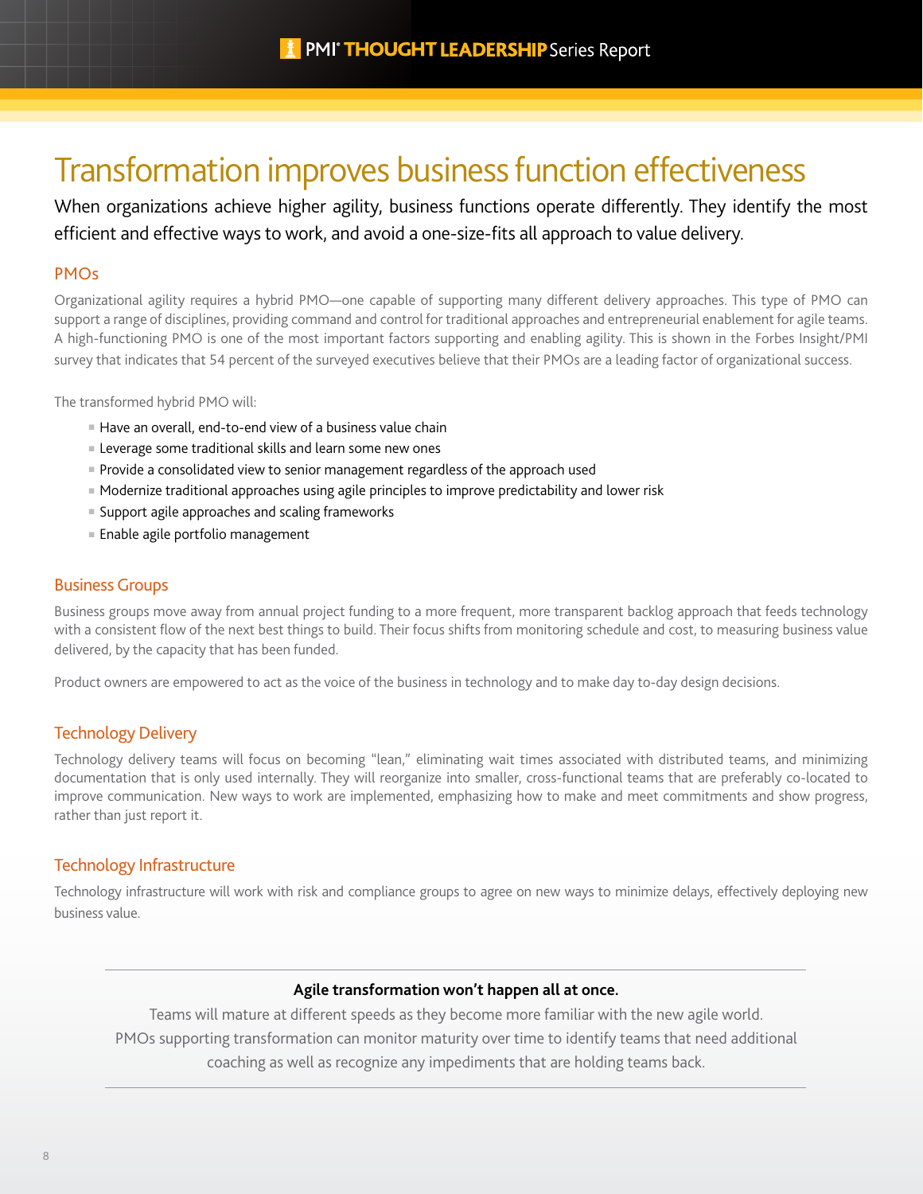# Transformation improves business function effectiveness

When organizations achieve higher agility, business functions operate differently. They identify the most efficient and effective ways to work, and avoid a one-size-fits all approach to value delivery.

## PMOs

Organizational agility requires a hybrid PMO—one capable of supporting many different delivery approaches. This type of PMO can support a range of disciplines, providing command and control for traditional approaches and entrepreneurial enablement for agile teams. A high-functioning PMO is one of the most important factors supporting and enabling agility. This is shown in the Forbes Insight/PMI survey that indicates that 54 percent of the surveyed executives believe that their PMOs are a leading factor of organizational success.

The transformed hybrid PMO will:

- Have an overall, end-to-end view of a business value chain
- Leverage some traditional skills and learn some new ones
- Provide a consolidated view to senior management regardless of the approach used
- Modernize traditional approaches using agile principles to improve predictability and lower risk
- Support agile approaches and scaling frameworks
- Enable agile portfolio management

## Business Groups

Business groups move away from annual project funding to a more frequent, more transparent backlog approach that feeds technology with a consistent flow of the next best things to build. Their focus shifts from monitoring schedule and cost, to measuring business value delivered, by the capacity that has been funded.

Product owners are empowered to act as the voice of the business in technology and to make day to-day design decisions.

## Technology Delivery

Technology delivery teams will focus on becoming "lean," eliminating wait times associated with distributed teams, and minimizing documentation that is only used internally. They will reorganize into smaller, cross-functional teams that are preferably co-located to improve communication. New ways to work are implemented, emphasizing how to make and meet commitments and show progress, rather than just report it.

## Technology Infrastructure

Technology infrastructure will work with risk and compliance groups to agree on new ways to minimize delays, effectively deploying new business value.

---

**Agile transformation won't happen all at once.**

Teams will mature at different speeds as they become more familiar with the new agile world. PMOs supporting transformation can monitor maturity over time to identify teams that need additional coaching as well as recognize any impediments that are holding teams back.

---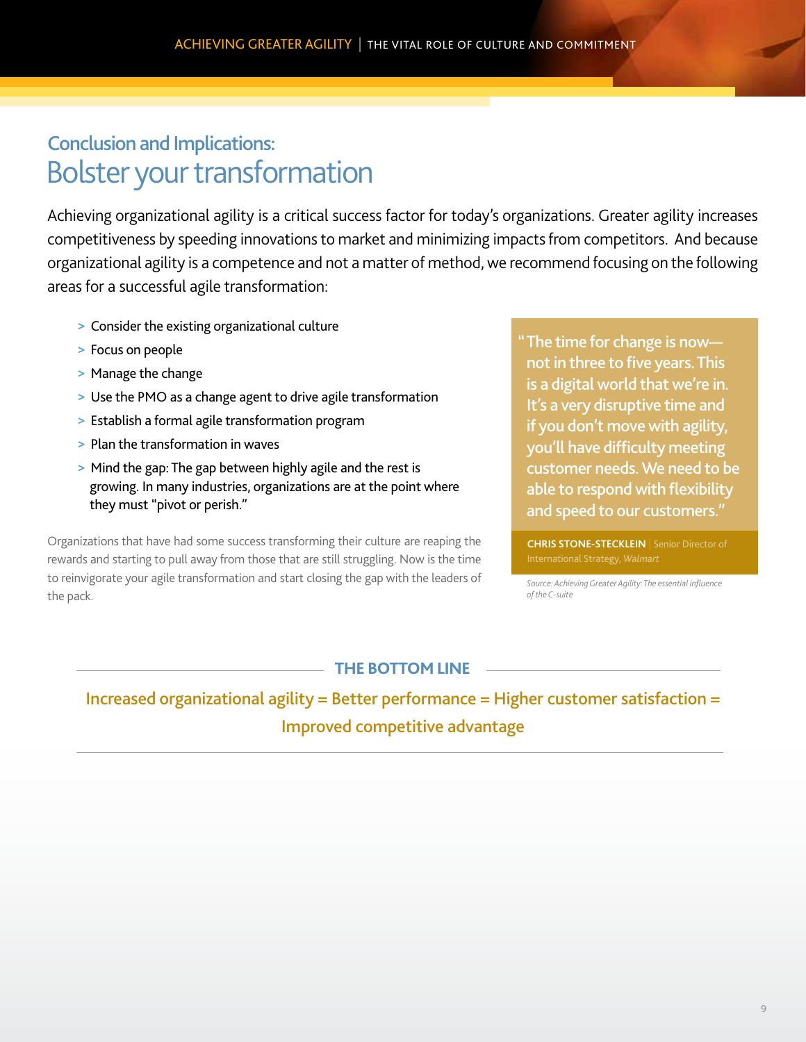## Conclusion and Implications:

# Bolster your transformation

Achieving organizational agility is a critical success factor for today's organizations. Greater agility increases competitiveness by speeding innovations to market and minimizing impacts from competitors. And because organizational agility is a competence and not a matter of method, we recommend focusing on the following areas for a successful agile transformation:

> Consider the existing organizational culture
> Focus on people
> Manage the change
> Use the PMO as a change agent to drive agile transformation
> Establish a formal agile transformation program
> Plan the transformation in waves
> Mind the gap: The gap between highly agile and the rest is growing. In many industries, organizations are at the point where they must "pivot or perish."

Organizations that have had some success transforming their culture are reaping the rewards and starting to pull away from those that are still struggling. Now is the time to reinvigorate your agile transformation and start closing the gap with the leaders of the pack.

"The time for change is now—not in three to five years. This is a digital world that we're in. It's a very disruptive time and if you don't move with agility, you'll have difficulty meeting customer needs. We need to be able to respond with flexibility and speed to our customers."

**CHRIS STONE-STECKLEIN** | Senior Director of International Strategy, *Walmart*

*Source: Achieving Greater Agility: The essential influence of the C-suite*

### THE BOTTOM LINE

Increased organizational agility = Better performance = Higher customer satisfaction = Improved competitive advantage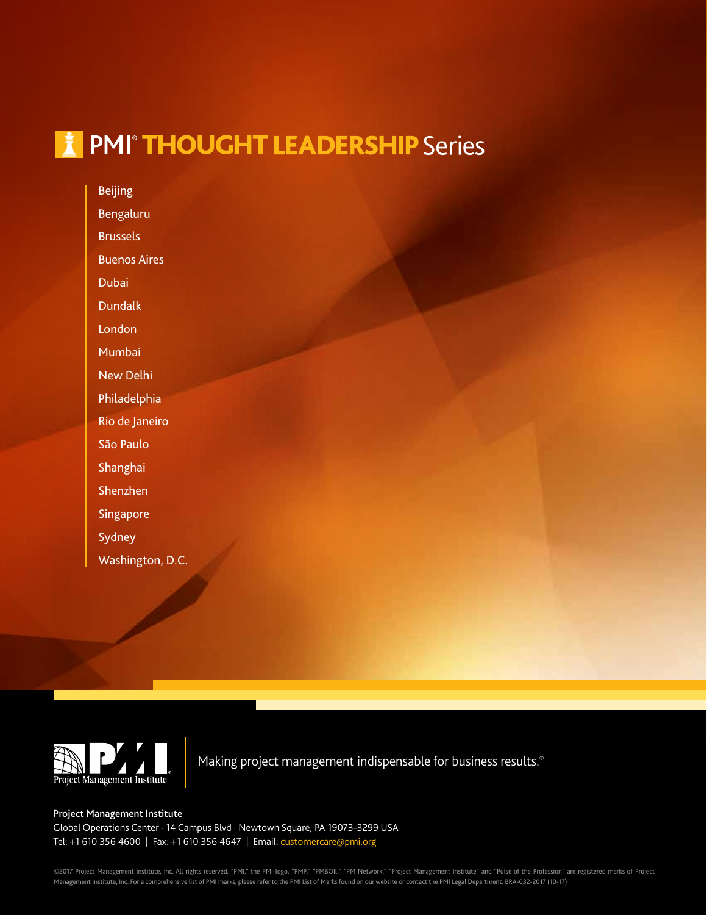# PMI® THOUGHT LEADERSHIP Series

- Beijing
- Bengaluru
- Brussels
- Buenos Aires
- Dubai
- Dundalk
- London
- Mumbai
- New Delhi
- Philadelphia
- Rio de Janeiro
- São Paulo
- Shanghai
- Shenzhen
- Singapore
- Sydney
- Washington, D.C.

Project Management Institute

Making project management indispensable for business results.®

**Project Management Institute**
Global Operations Center · 14 Campus Blvd · Newtown Square, PA 19073-3299 USA
Tel: +1 610 356 4600 | Fax: +1 610 356 4647 | Email: customercare@pmi.org

©2017 Project Management Institute, Inc. All rights reserved. "PMI," the PMI logo, "PMP," "PMBOK," "PM Network," "Project Management Institute" and "Pulse of the Profession" are registered marks of Project Management Institute, Inc. For a comprehensive list of PMI marks, please refer to the PMI List of Marks found on our website or contact the PMI Legal Department. BRA-032-2017 (10-17)